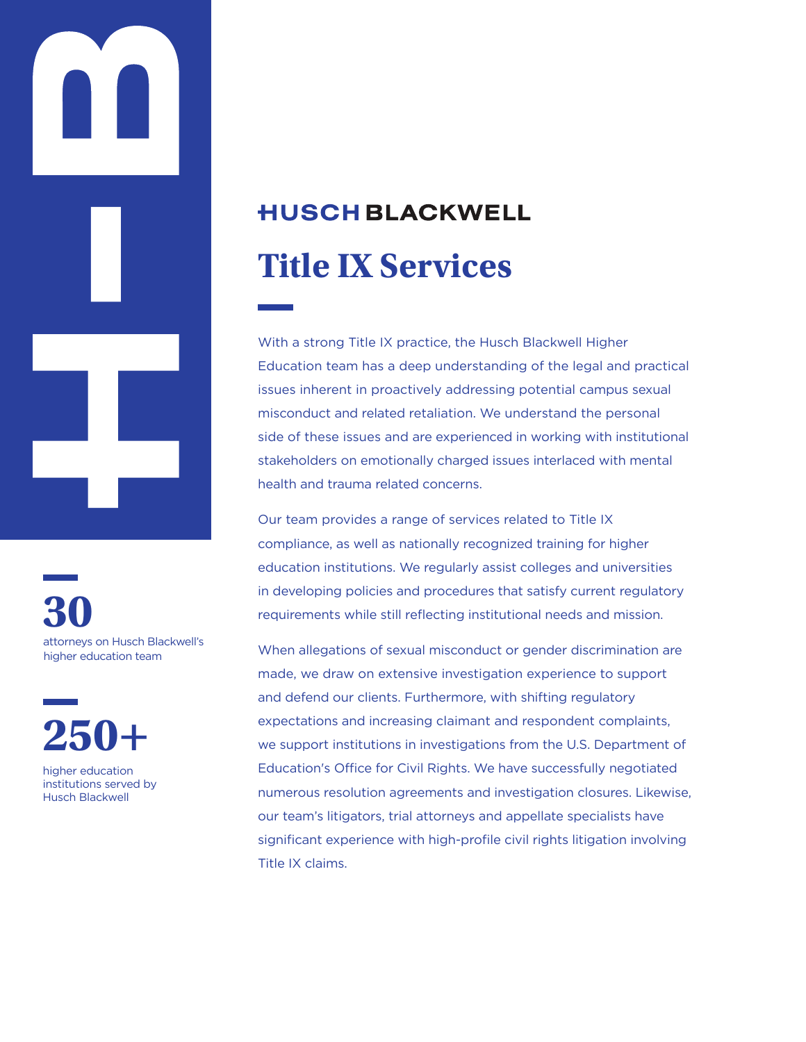HUSCH BLACKWELL

# Title IX Services

With a strong Title IX practice, the Husch Blackwell Higher Education team has a deep understanding of the legal and practical issues inherent in proactively addressing potential campus sexual misconduct and related retaliation. We understand the personal side of these issues and are experienced in working with institutional stakeholders on emotionally charged issues interlaced with mental health and trauma related concerns.

Our team provides a range of services related to Title IX compliance, as well as nationally recognized training for higher education institutions. We regularly assist colleges and universities in developing policies and procedures that satisfy current regulatory requirements while still reflecting institutional needs and mission.

When allegations of sexual misconduct or gender discrimination are made, we draw on extensive investigation experience to support and defend our clients. Furthermore, with shifting regulatory expectations and increasing claimant and respondent complaints, we support institutions in investigations from the U.S. Department of Education's Office for Civil Rights. We have successfully negotiated numerous resolution agreements and investigation closures. Likewise, our team's litigators, trial attorneys and appellate specialists have significant experience with high-profile civil rights litigation involving Title IX claims.

**30**

attorneys on Husch Blackwell's higher education team

**250+**

higher education institutions served by Husch Blackwell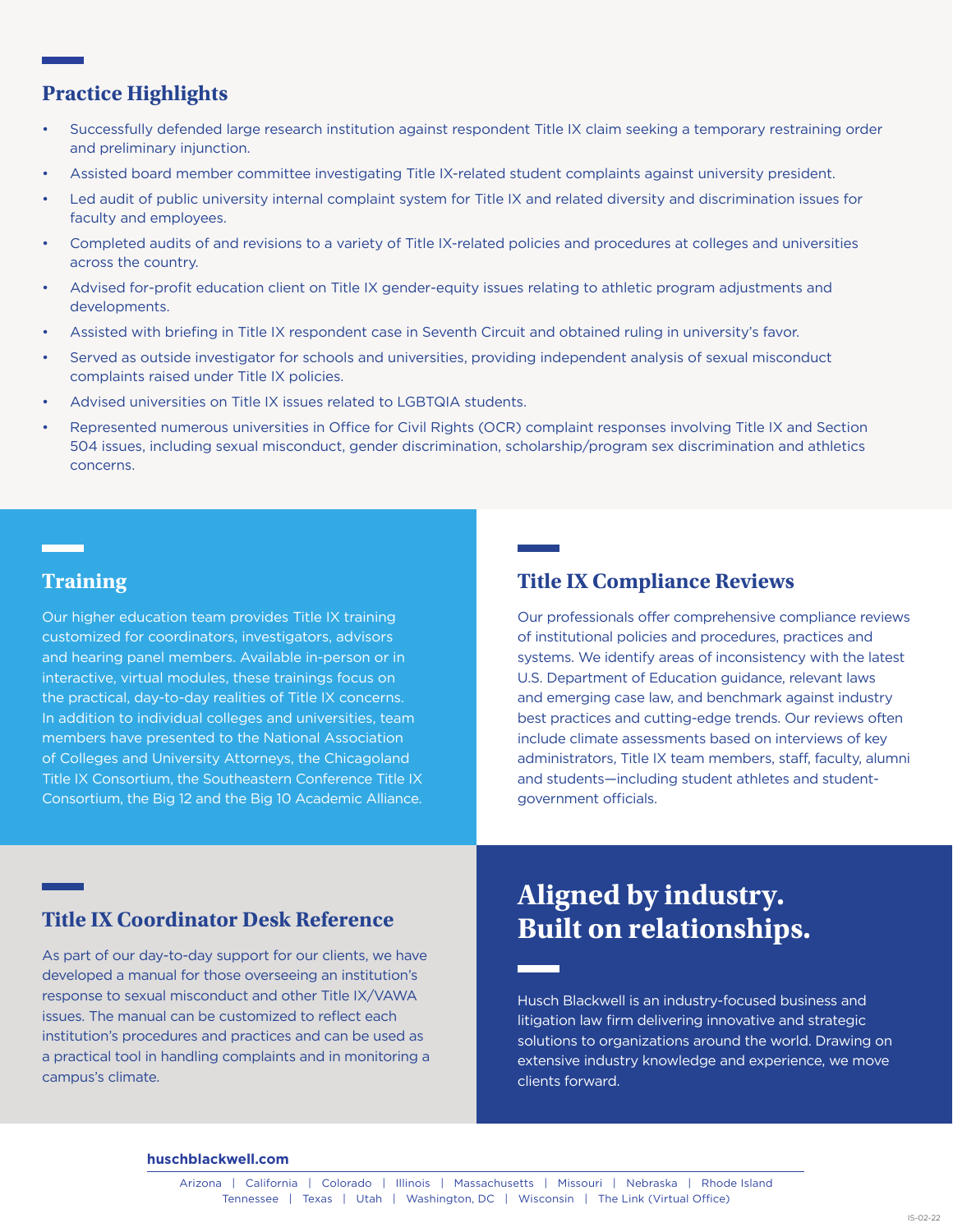## Practice Highlights

- Successfully defended large research institution against respondent Title IX claim seeking a temporary restraining order and preliminary injunction.
- Assisted board member committee investigating Title IX-related student complaints against university president.
- Led audit of public university internal complaint system for Title IX and related diversity and discrimination issues for faculty and employees.
- Completed audits of and revisions to a variety of Title IX-related policies and procedures at colleges and universities across the country.
- Advised for-profit education client on Title IX gender-equity issues relating to athletic program adjustments and developments.
- Assisted with briefing in Title IX respondent case in Seventh Circuit and obtained ruling in university's favor.
- Served as outside investigator for schools and universities, providing independent analysis of sexual misconduct complaints raised under Title IX policies.
- Advised universities on Title IX issues related to LGBTQIA students.
- Represented numerous universities in Office for Civil Rights (OCR) complaint responses involving Title IX and Section 504 issues, including sexual misconduct, gender discrimination, scholarship/program sex discrimination and athletics concerns.

## Training

Our higher education team provides Title IX training customized for coordinators, investigators, advisors and hearing panel members. Available in-person or in interactive, virtual modules, these trainings focus on the practical, day-to-day realities of Title IX concerns. In addition to individual colleges and universities, team members have presented to the National Association of Colleges and University Attorneys, the Chicagoland Title IX Consortium, the Southeastern Conference Title IX Consortium, the Big 12 and the Big 10 Academic Alliance.

## Title IX Compliance Reviews

Our professionals offer comprehensive compliance reviews of institutional policies and procedures, practices and systems. We identify areas of inconsistency with the latest U.S. Department of Education guidance, relevant laws and emerging case law, and benchmark against industry best practices and cutting-edge trends. Our reviews often include climate assessments based on interviews of key administrators, Title IX team members, staff, faculty, alumni and students—including student athletes and student-government officials.

## Title IX Coordinator Desk Reference

As part of our day-to-day support for our clients, we have developed a manual for those overseeing an institution's response to sexual misconduct and other Title IX/VAWA issues. The manual can be customized to reflect each institution's procedures and practices and can be used as a practical tool in handling complaints and in monitoring a campus's climate.

## Aligned by industry. Built on relationships.

Husch Blackwell is an industry-focused business and litigation law firm delivering innovative and strategic solutions to organizations around the world. Drawing on extensive industry knowledge and experience, we move clients forward.

**huschblackwell.com**

Arizona | California | Colorado | Illinois | Massachusetts | Missouri | Nebraska | Rhode Island
Tennessee | Texas | Utah | Washington, DC | Wisconsin | The Link (Virtual Office)

IS-02-22